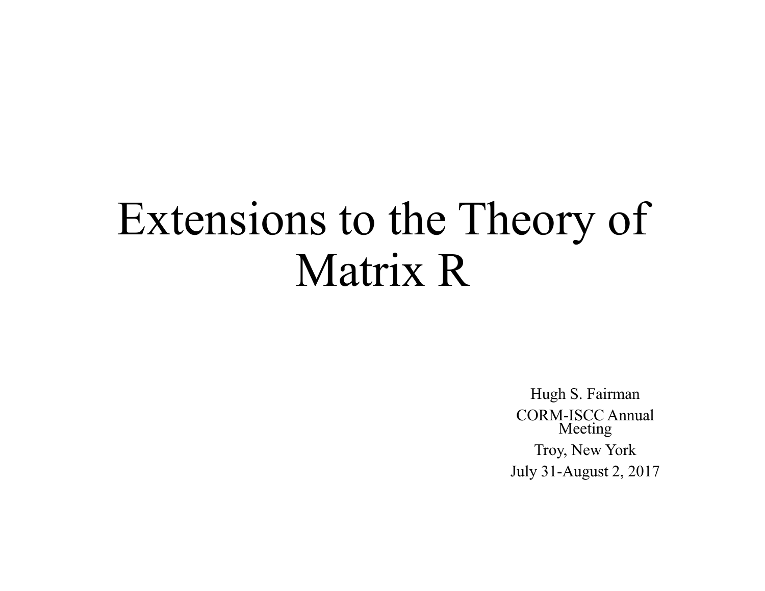# Extensions to the Theory of Matrix R

Hugh S. Fairman

CORM-ISCC Annual Meeting

Troy, New York

July 31-August 2, 2017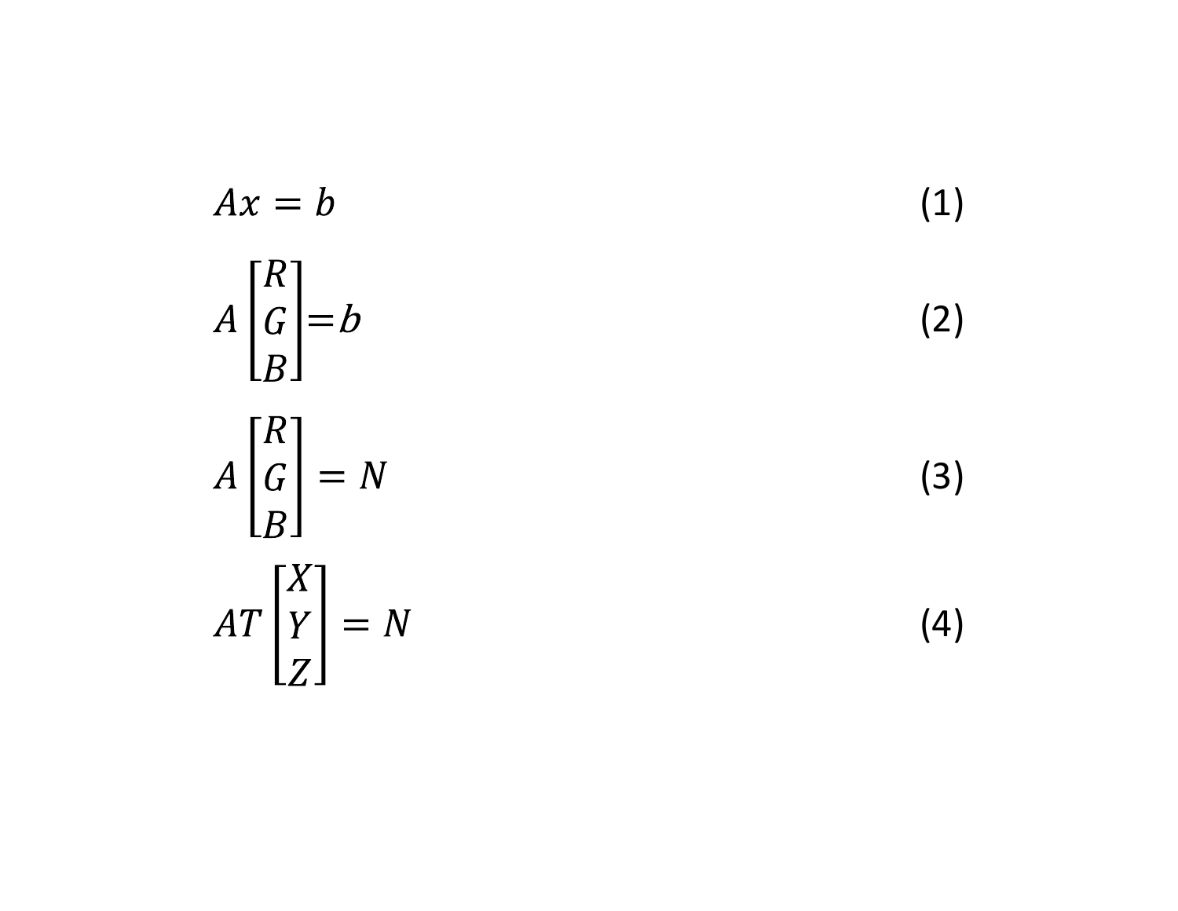$$Ax = b \tag{1}$$

$$A\begin{bmatrix} R \\ G \\ B \end{bmatrix} = b \tag{2}$$

$$A\begin{bmatrix} R \\ G \\ B \end{bmatrix} = N \tag{3}$$

$$AT\begin{bmatrix} X \\ Y \\ Z \end{bmatrix} = N \tag{4}$$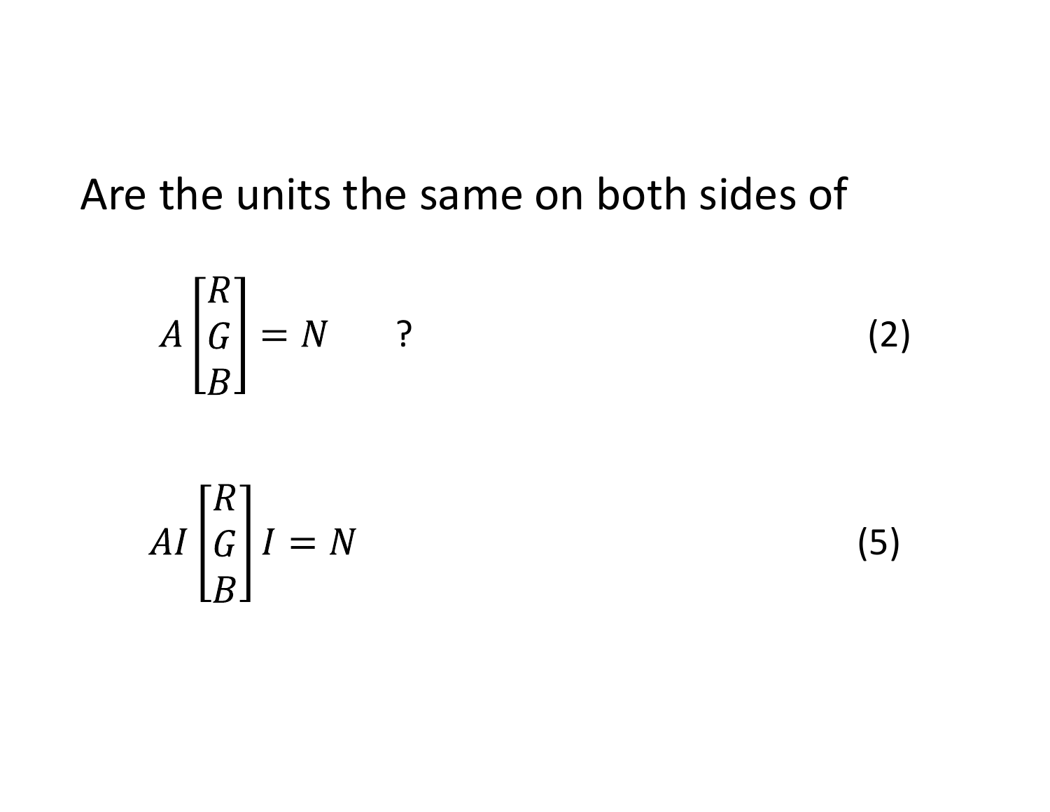Are the units the same on both sides of

$$A \begin{bmatrix} R \\ G \\ B \end{bmatrix} = N \qquad ? \tag{2}$$

$$AI \begin{bmatrix} R \\ G \\ B \end{bmatrix} I = N \tag{5}$$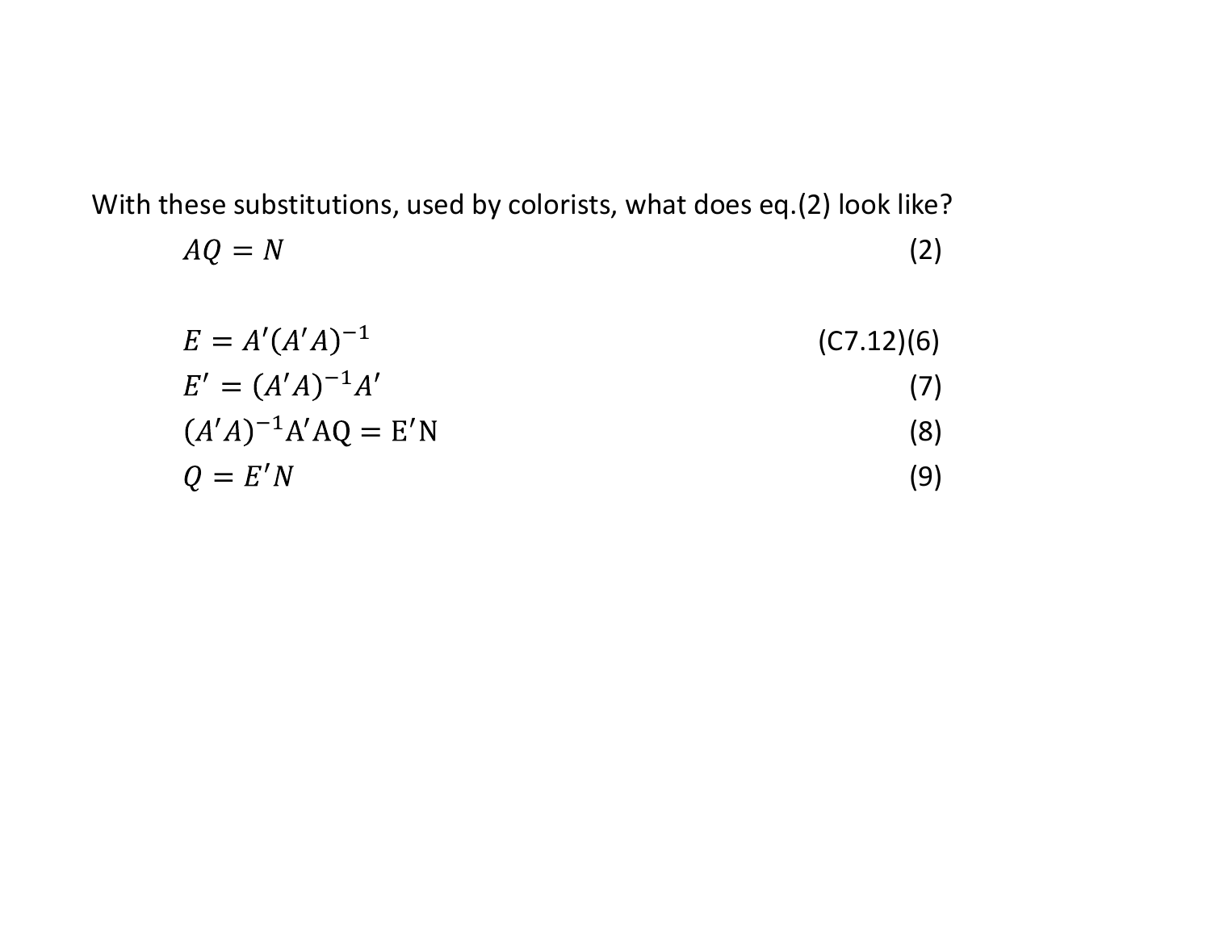With these substitutions, used by colorists, what does eq.(2) look like?

$$AQ = N \tag{2}$$

$$E = A'(A'A)^{-1} \qquad \text{(C7.12)(6)}$$

$$E' = (A'A)^{-1}A' \tag{7}$$

$$(A'A)^{-1}\mathrm{A'AQ} = \mathrm{E'N} \tag{8}$$

$$Q = E'N \tag{9}$$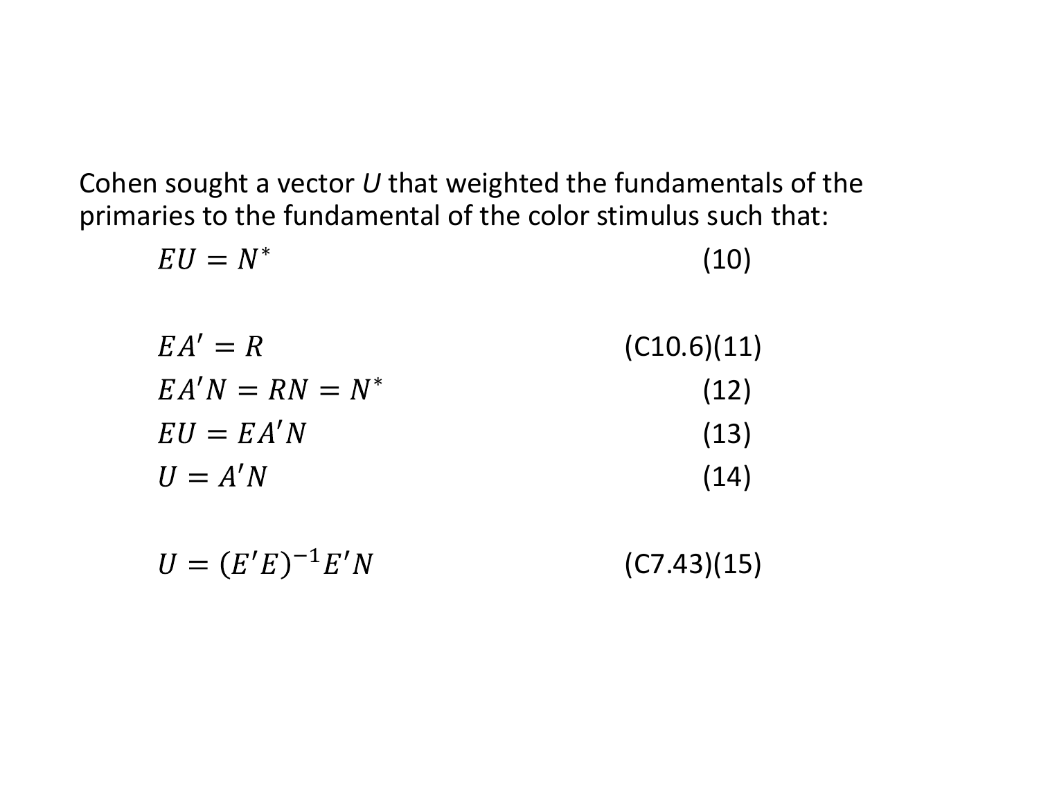Cohen sought a vector *U* that weighted the fundamentals of the primaries to the fundamental of the color stimulus such that:

$$EU = N^* \quad (10)$$

$$EA' = R \quad (C10.6)(11)$$

$$EA'N = RN = N^* \quad (12)$$

$$EU = EA'N \quad (13)$$

$$U = A'N \quad (14)$$

$$U = (E'E)^{-1}E'N \quad (C7.43)(15)$$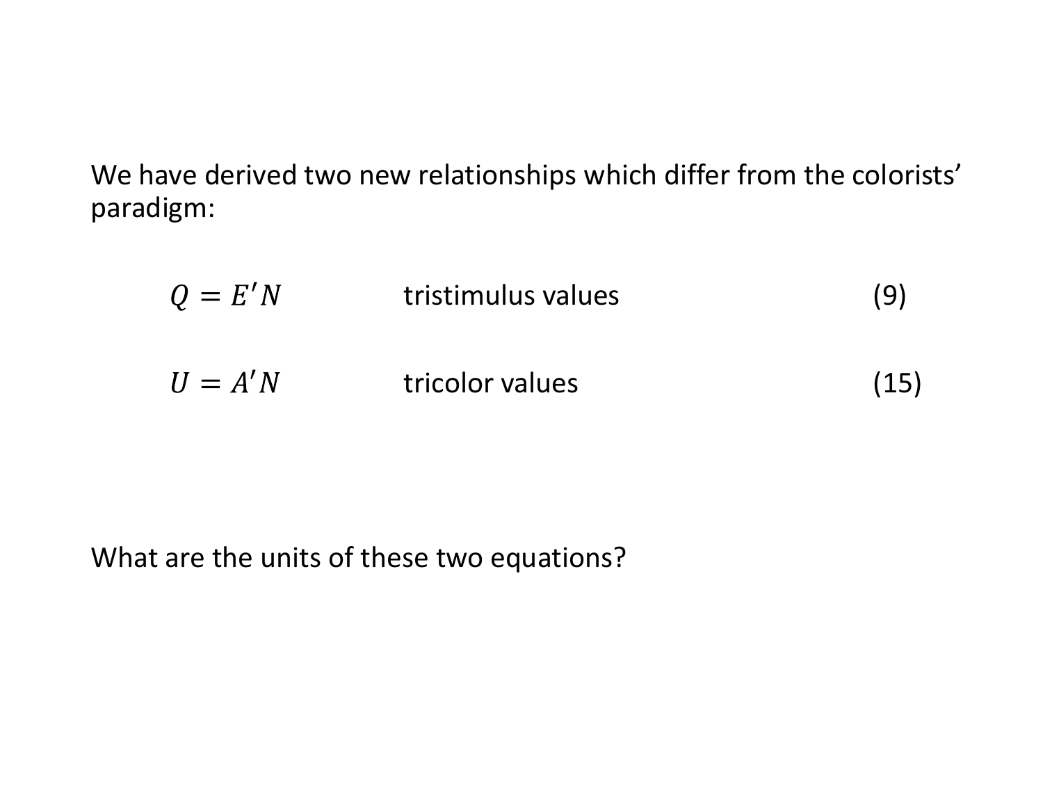We have derived two new relationships which differ from the colorists' paradigm:

$$Q = E'N \qquad \text{tristimulus values} \qquad (9)$$

$$U = A'N \qquad \text{tricolor values} \qquad (15)$$

What are the units of these two equations?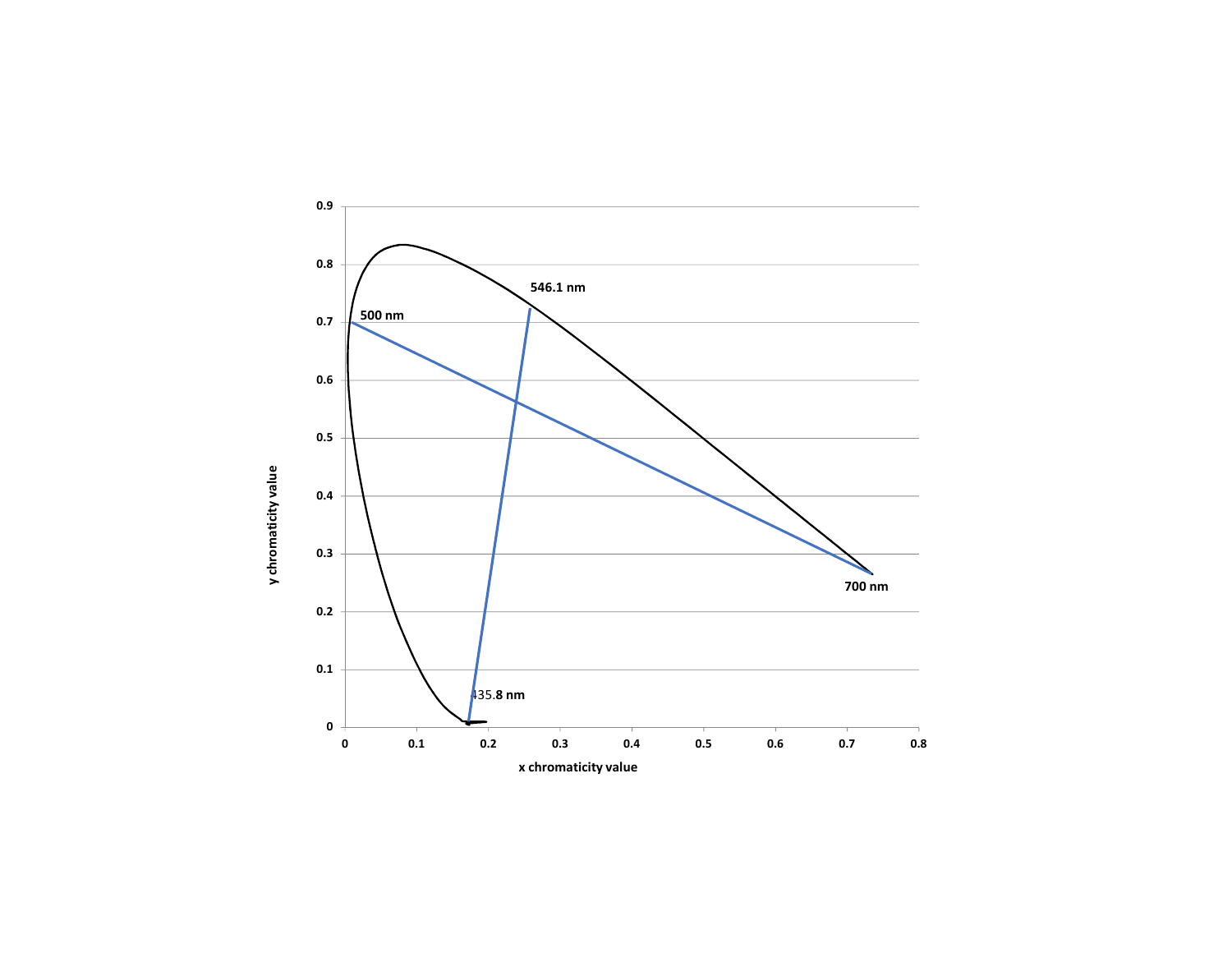546.1 nm

500 nm

700 nm

435.8 nm

y chromaticity value

x chromaticity value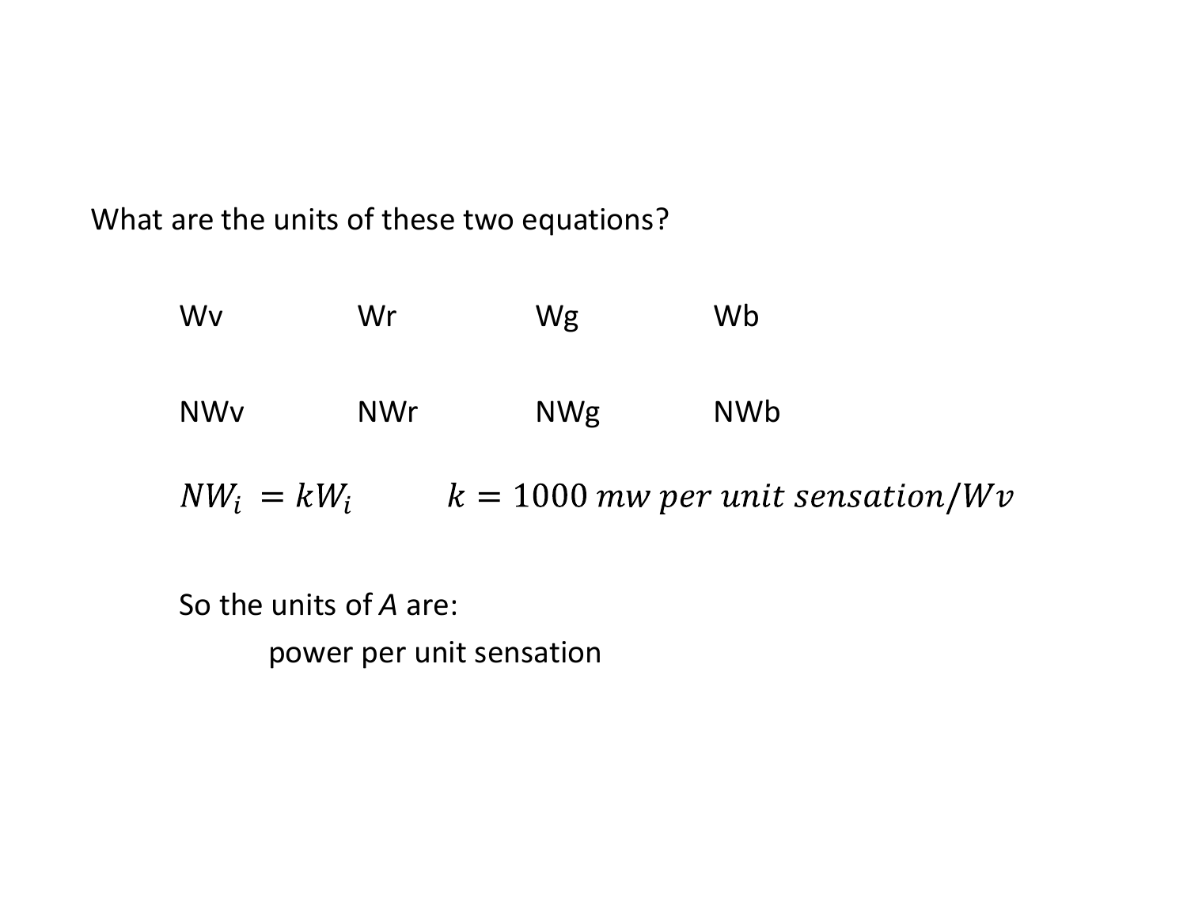What are the units of these two equations?

| Wv | Wr | Wg | Wb |
|---|---|---|---|
| NWv | NWr | NWg | NWb |

$$NW_i = kW_i \qquad k = 1000\ mw\ per\ unit\ sensation/Wv$$

So the units of *A* are:

power per unit sensation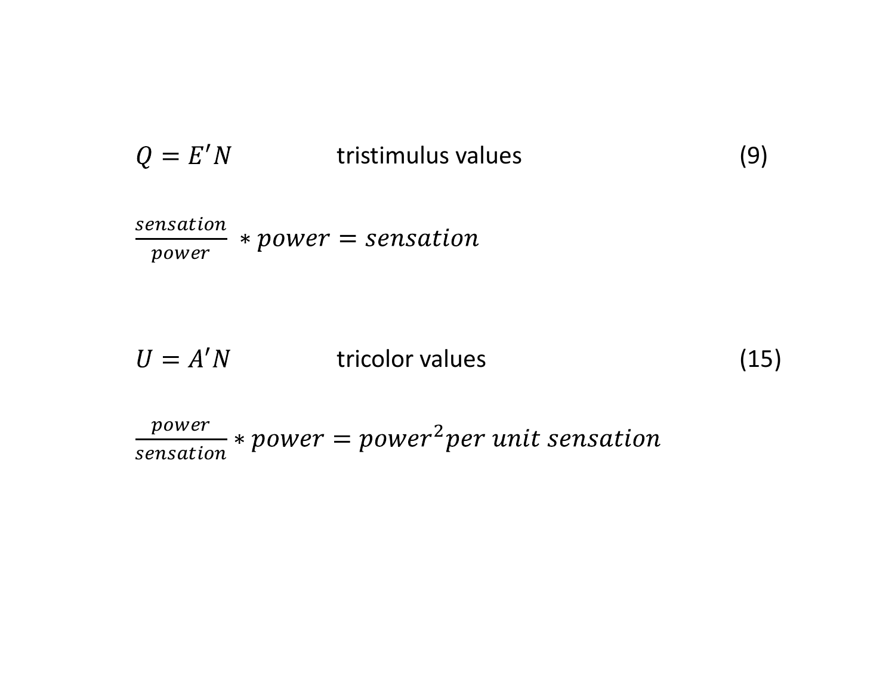$$Q = E'N \qquad \text{tristimulus values} \tag{9}$$

$$\frac{sensation}{power} * power = sensation$$

$$U = A'N \qquad \text{tricolor values} \tag{15}$$

$$\frac{power}{sensation} * power = power^2 per\ unit\ sensation$$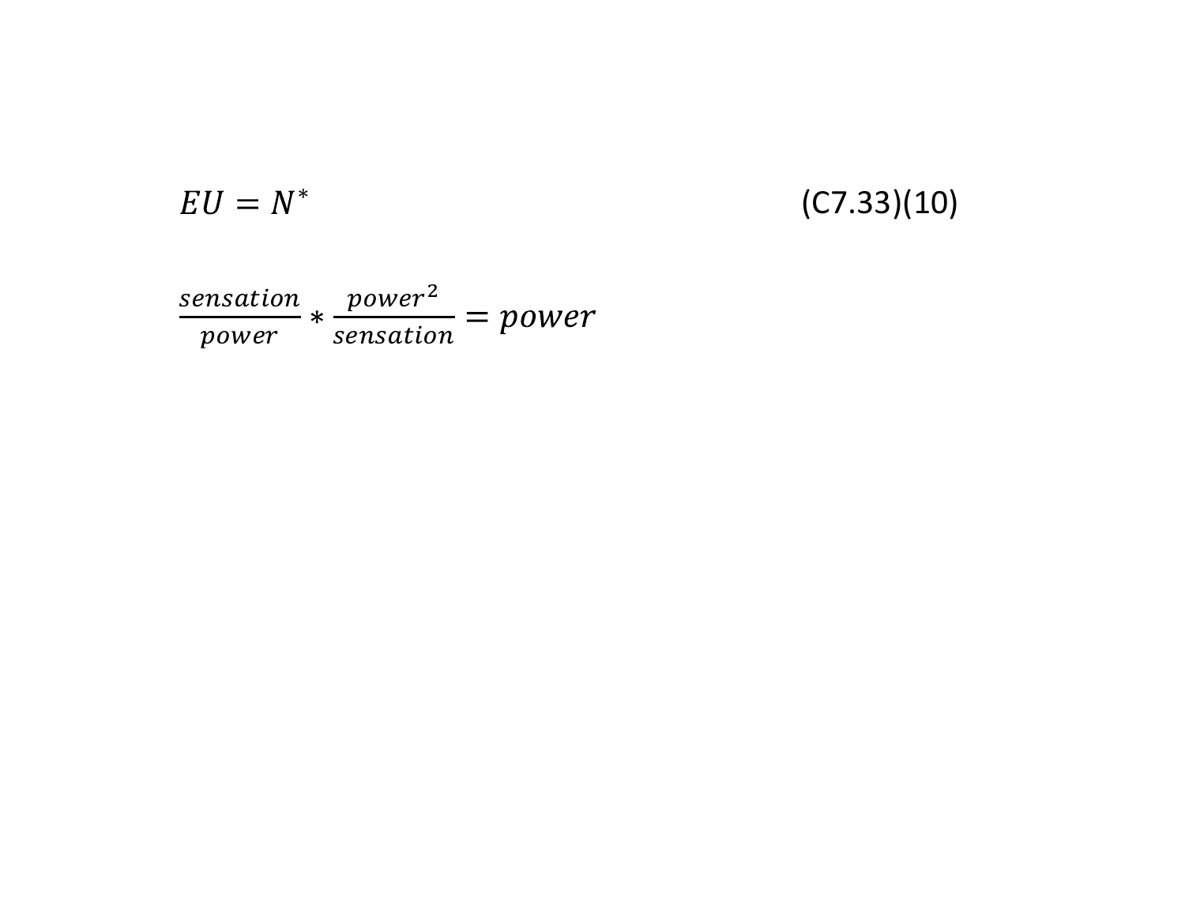$$EU = N^* \tag{C7.33}$$

(10)

$$\frac{sensation}{power} * \frac{power^2}{sensation} = power$$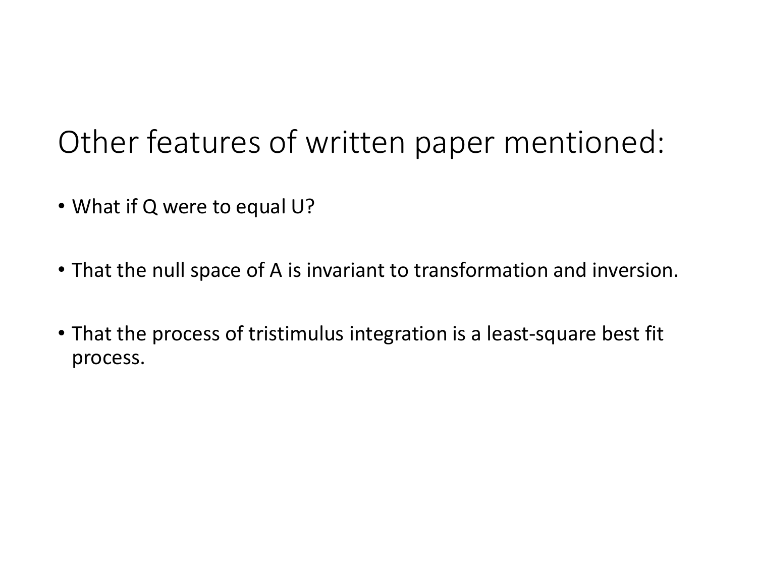# Other features of written paper mentioned:

- What if Q were to equal U?
- That the null space of A is invariant to transformation and inversion.
- That the process of tristimulus integration is a least-square best fit process.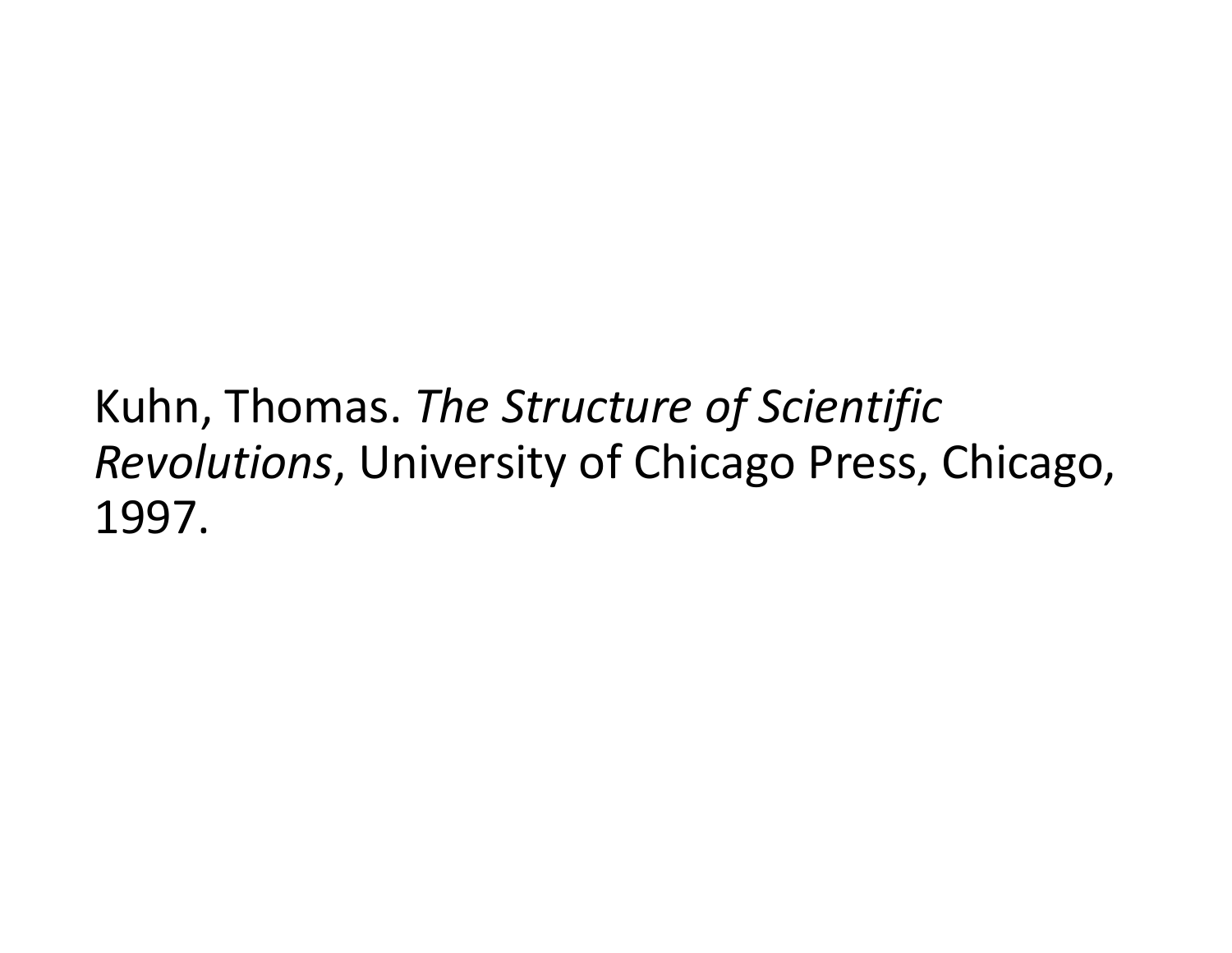Kuhn, Thomas. *The Structure of Scientific Revolutions*, University of Chicago Press, Chicago, 1997.